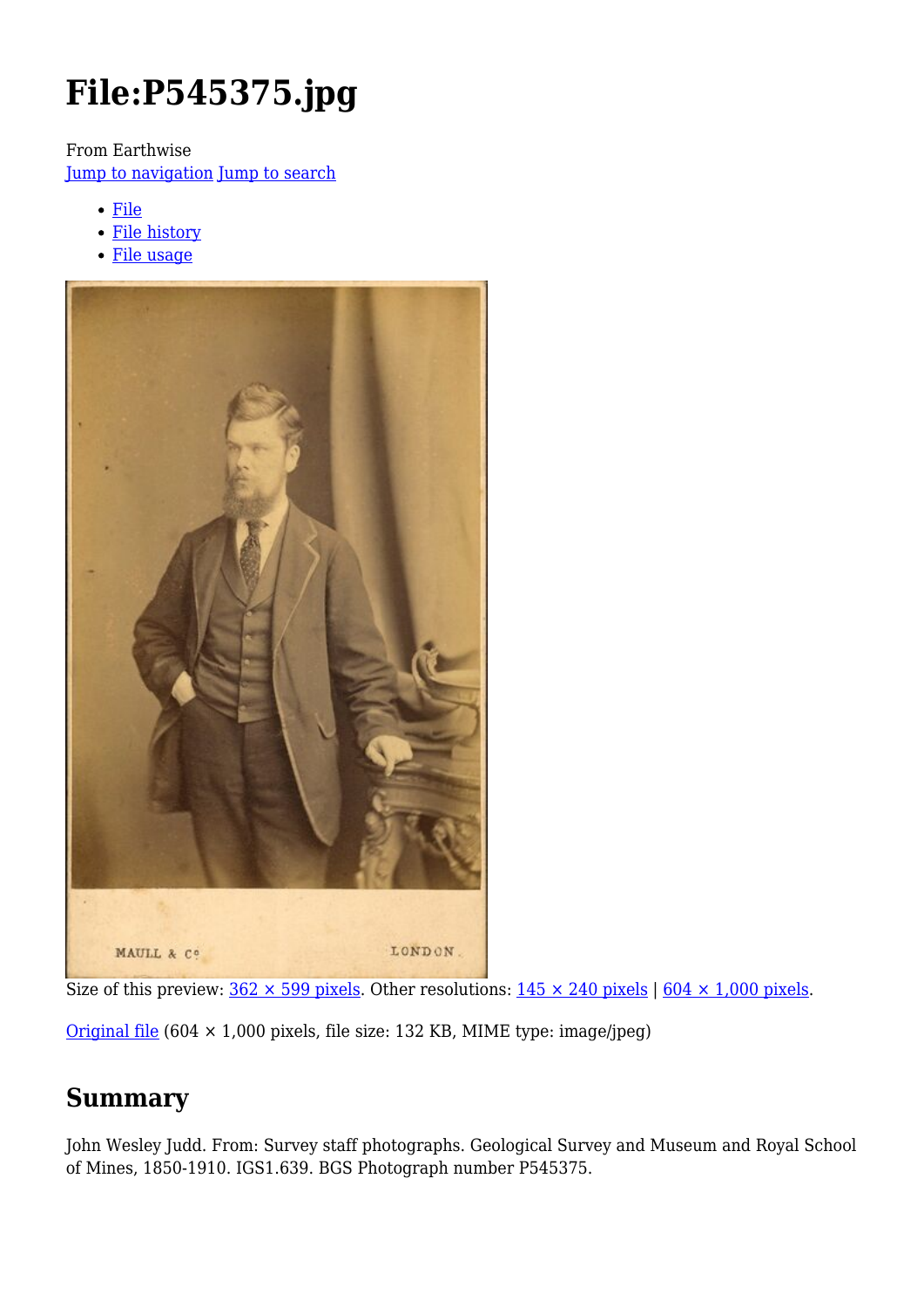# File:P545375.jpg

From Earthwise

Jump to navigation Jump to search

- File
- File history
- File usage

Size of this preview: 362 × 599 pixels. Other resolutions: 145 × 240 pixels | 604 × 1,000 pixels.

Original file (604 × 1,000 pixels, file size: 132 KB, MIME type: image/jpeg)

## Summary

John Wesley Judd. From: Survey staff photographs. Geological Survey and Museum and Royal School of Mines, 1850-1910. IGS1.639. BGS Photograph number P545375.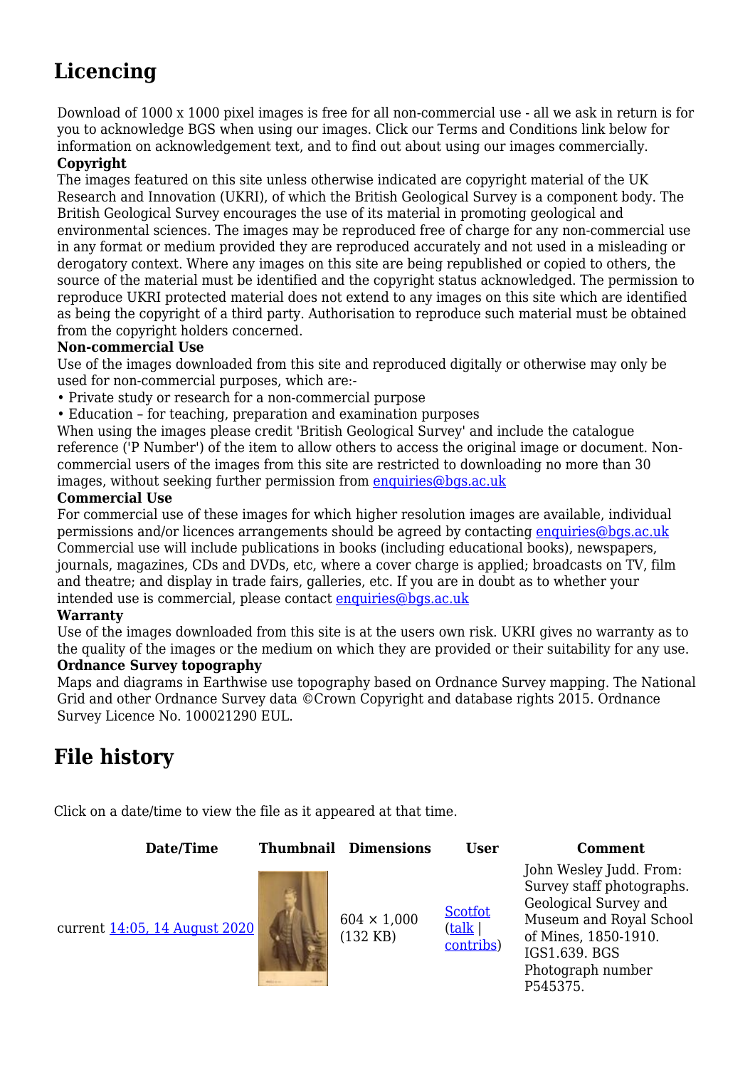## Licencing

Download of 1000 x 1000 pixel images is free for all non-commercial use - all we ask in return is for you to acknowledge BGS when using our images. Click our Terms and Conditions link below for information on acknowledgement text, and to find out about using our images commercially.

**Copyright**

The images featured on this site unless otherwise indicated are copyright material of the UK Research and Innovation (UKRI), of which the British Geological Survey is a component body. The British Geological Survey encourages the use of its material in promoting geological and environmental sciences. The images may be reproduced free of charge for any non-commercial use in any format or medium provided they are reproduced accurately and not used in a misleading or derogatory context. Where any images on this site are being republished or copied to others, the source of the material must be identified and the copyright status acknowledged. The permission to reproduce UKRI protected material does not extend to any images on this site which are identified as being the copyright of a third party. Authorisation to reproduce such material must be obtained from the copyright holders concerned.

**Non-commercial Use**

Use of the images downloaded from this site and reproduced digitally or otherwise may only be used for non-commercial purposes, which are:-

• Private study or research for a non-commercial purpose
• Education – for teaching, preparation and examination purposes

When using the images please credit 'British Geological Survey' and include the catalogue reference ('P Number') of the item to allow others to access the original image or document. Non-commercial users of the images from this site are restricted to downloading no more than 30 images, without seeking further permission from enquiries@bgs.ac.uk

**Commercial Use**

For commercial use of these images for which higher resolution images are available, individual permissions and/or licences arrangements should be agreed by contacting enquiries@bgs.ac.uk Commercial use will include publications in books (including educational books), newspapers, journals, magazines, CDs and DVDs, etc, where a cover charge is applied; broadcasts on TV, film and theatre; and display in trade fairs, galleries, etc. If you are in doubt as to whether your intended use is commercial, please contact enquiries@bgs.ac.uk

**Warranty**

Use of the images downloaded from this site is at the users own risk. UKRI gives no warranty as to the quality of the images or the medium on which they are provided or their suitability for any use.

**Ordnance Survey topography**

Maps and diagrams in Earthwise use topography based on Ordnance Survey mapping. The National Grid and other Ordnance Survey data ©Crown Copyright and database rights 2015. Ordnance Survey Licence No. 100021290 EUL.

## File history

Click on a date/time to view the file as it appeared at that time.

| Date/Time | Thumbnail | Dimensions | User | Comment |
|---|---|---|---|---|
| current 14:05, 14 August 2020 | | 604 × 1,000 (132 KB) | Scotfot (talk \| contribs) | John Wesley Judd. From: Survey staff photographs. Geological Survey and Museum and Royal School of Mines, 1850-1910. IGS1.639. BGS Photograph number P545375. |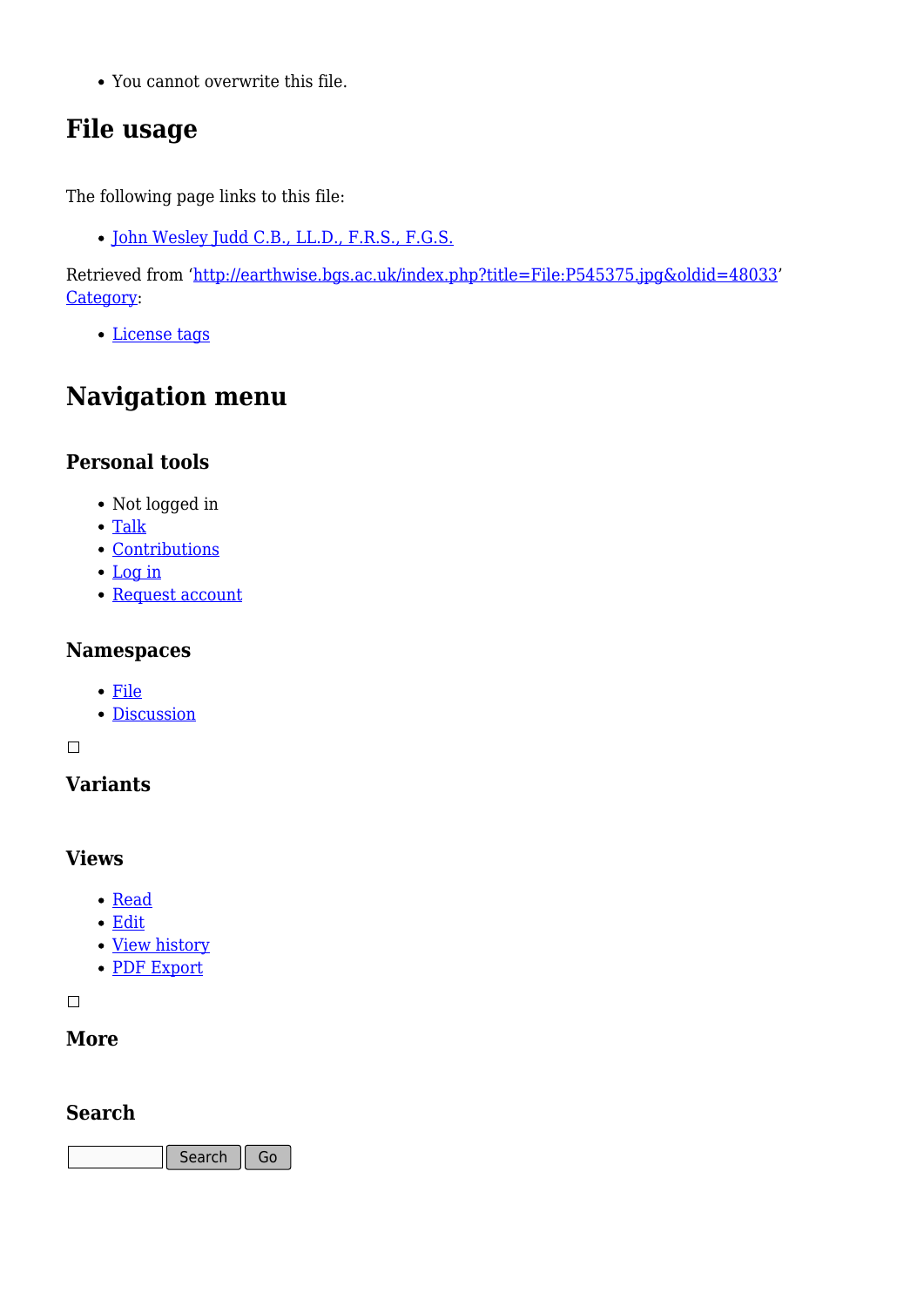- You cannot overwrite this file.

## File usage

The following page links to this file:

- John Wesley Judd C.B., LL.D., F.R.S., F.G.S.

Retrieved from 'http://earthwise.bgs.ac.uk/index.php?title=File:P545375.jpg&oldid=48033'
Category:

- License tags

## Navigation menu

### Personal tools

- Not logged in
- Talk
- Contributions
- Log in
- Request account

### Namespaces

- File
- Discussion

### Variants

### Views

- Read
- Edit
- View history
- PDF Export

### More

### Search

Search Go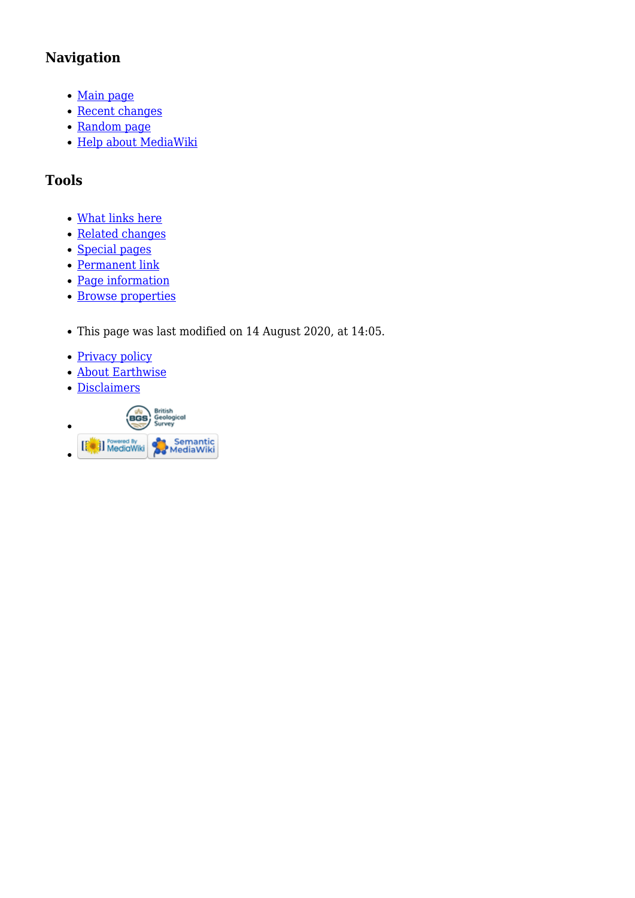## Navigation

- Main page
- Recent changes
- Random page
- Help about MediaWiki

## Tools

- What links here
- Related changes
- Special pages
- Permanent link
- Page information
- Browse properties

- This page was last modified on 14 August 2020, at 14:05.

- Privacy policy
- About Earthwise
- Disclaimers